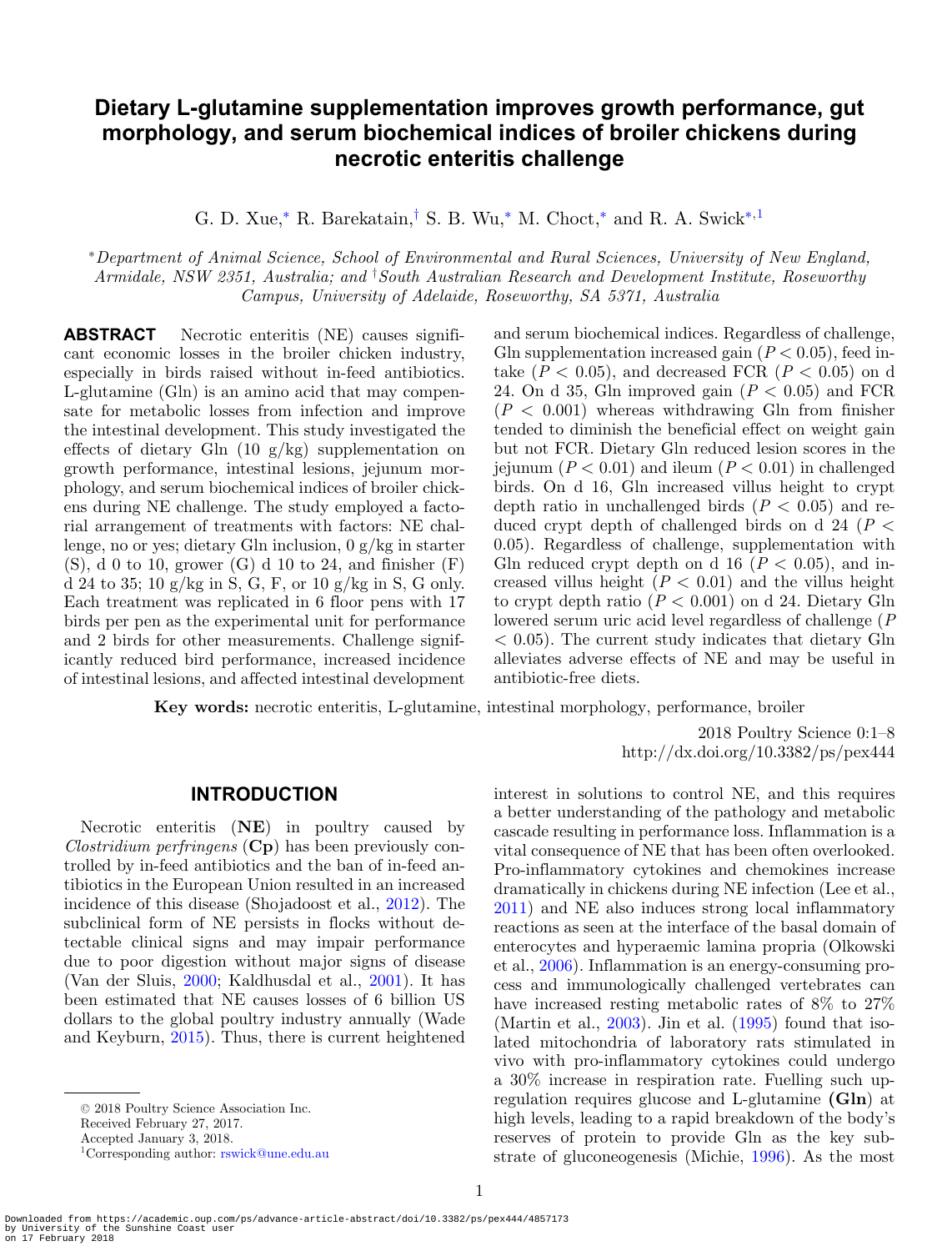# Dietary L-glutamine supplementation improves growth performance, gut morphology, and serum biochemical indices of broiler chickens during necrotic enteritis challenge

G. D. Xue,[*] R. Barekatain,[†] S. B. Wu,[*] M. Choct,[*] and R. A. Swick[*,1]

[*]*Department of Animal Science, School of Environmental and Rural Sciences, University of New England, Armidale, NSW 2351, Australia; and* [†]*South Australian Research and Development Institute, Roseworthy Campus, University of Adelaide, Roseworthy, SA 5371, Australia*

**ABSTRACT** Necrotic enteritis (NE) causes significant economic losses in the broiler chicken industry, especially in birds raised without in-feed antibiotics. L-glutamine (Gln) is an amino acid that may compensate for metabolic losses from infection and improve the intestinal development. This study investigated the effects of dietary Gln (10 g/kg) supplementation on growth performance, intestinal lesions, jejunum morphology, and serum biochemical indices of broiler chickens during NE challenge. The study employed a factorial arrangement of treatments with factors: NE challenge, no or yes; dietary Gln inclusion, 0 g/kg in starter (S), d 0 to 10, grower (G) d 10 to 24, and finisher (F) d 24 to 35; 10 g/kg in S, G, F, or 10 g/kg in S, G only. Each treatment was replicated in 6 floor pens with 17 birds per pen as the experimental unit for performance and 2 birds for other measurements. Challenge significantly reduced bird performance, increased incidence of intestinal lesions, and affected intestinal development and serum biochemical indices. Regardless of challenge, Gln supplementation increased gain ($P < 0.05$), feed intake ($P < 0.05$), and decreased FCR ($P < 0.05$) on d 24. On d 35, Gln improved gain ($P < 0.05$) and FCR ($P < 0.001$) whereas withdrawing Gln from finisher tended to diminish the beneficial effect on weight gain but not FCR. Dietary Gln reduced lesion scores in the jejunum ($P < 0.01$) and ileum ($P < 0.01$) in challenged birds. On d 16, Gln increased villus height to crypt depth ratio in unchallenged birds ($P < 0.05$) and reduced crypt depth of challenged birds on d 24 ($P < 0.05$). Regardless of challenge, supplementation with Gln reduced crypt depth on d 16 ($P < 0.05$), and increased villus height ($P < 0.01$) and the villus height to crypt depth ratio ($P < 0.001$) on d 24. Dietary Gln lowered serum uric acid level regardless of challenge ($P < 0.05$). The current study indicates that dietary Gln alleviates adverse effects of NE and may be useful in antibiotic-free diets.

**Key words:** necrotic enteritis, L-glutamine, intestinal morphology, performance, broiler

2018 Poultry Science 0:1–8
http://dx.doi.org/10.3382/ps/pex444

## INTRODUCTION

Necrotic enteritis (**NE**) in poultry caused by *Clostridium perfringens* (**Cp**) has been previously controlled by in-feed antibiotics and the ban of in-feed antibiotics in the European Union resulted in an increased incidence of this disease (Shojadoost et al., 2012). The subclinical form of NE persists in flocks without detectable clinical signs and may impair performance due to poor digestion without major signs of disease (Van der Sluis, 2000; Kaldhusdal et al., 2001). It has been estimated that NE causes losses of 6 billion US dollars to the global poultry industry annually (Wade and Keyburn, 2015). Thus, there is current heightened interest in solutions to control NE, and this requires a better understanding of the pathology and metabolic cascade resulting in performance loss. Inflammation is a vital consequence of NE that has been often overlooked. Pro-inflammatory cytokines and chemokines increase dramatically in chickens during NE infection (Lee et al., 2011) and NE also induces strong local inflammatory reactions as seen at the interface of the basal domain of enterocytes and hyperaemic lamina propria (Olkowski et al., 2006). Inflammation is an energy-consuming process and immunologically challenged vertebrates can have increased resting metabolic rates of 8% to 27% (Martin et al., 2003). Jin et al. (1995) found that isolated mitochondria of laboratory rats stimulated in vivo with pro-inflammatory cytokines could undergo a 30% increase in respiration rate. Fuelling such upregulation requires glucose and L-glutamine **(Gln)** at high levels, leading to a rapid breakdown of the body's reserves of protein to provide Gln as the key substrate of gluconeogenesis (Michie, 1996). As the most

© 2018 Poultry Science Association Inc.
Received February 27, 2017.
Accepted January 3, 2018.
[1]Corresponding author: rswick@une.edu.au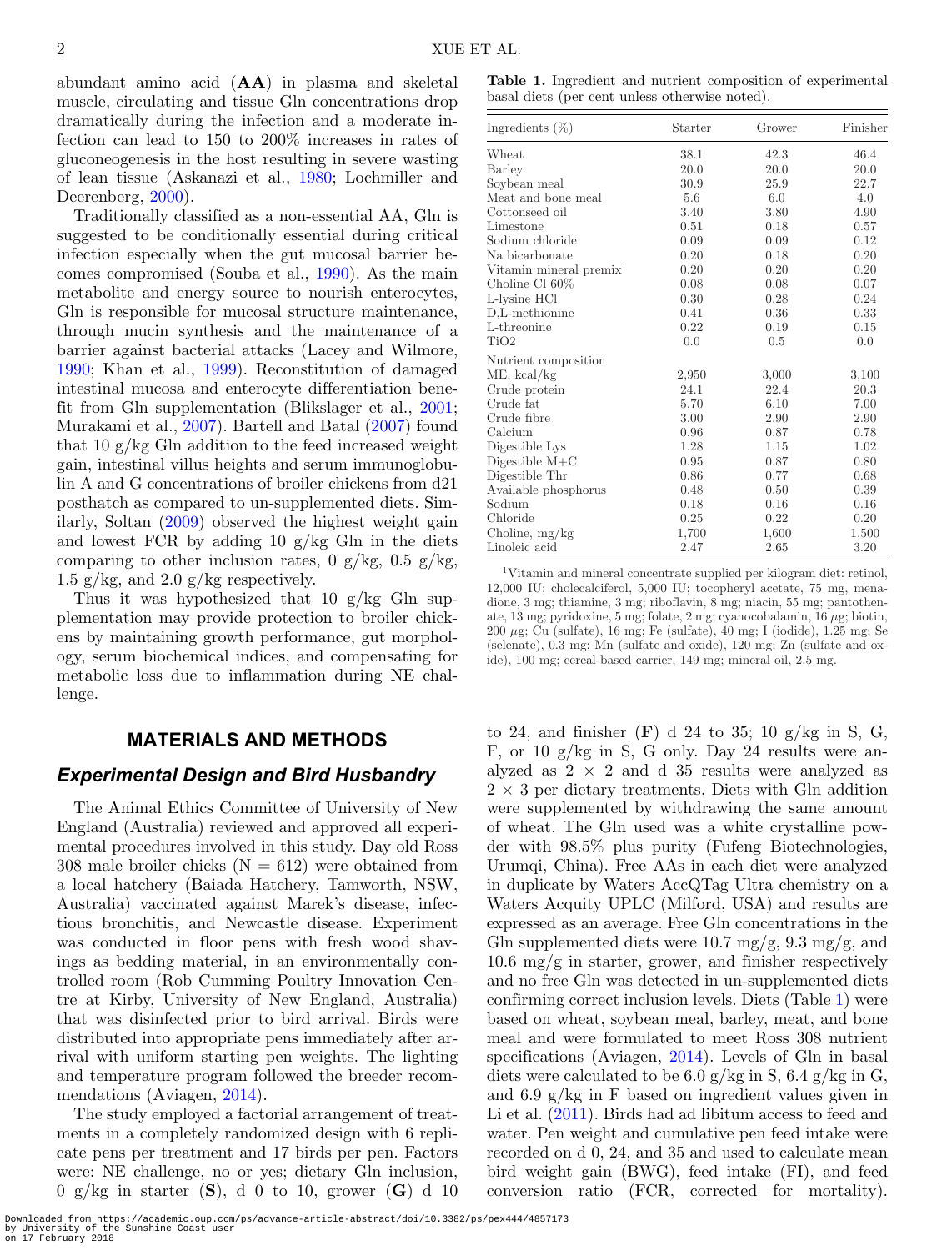abundant amino acid (**AA**) in plasma and skeletal muscle, circulating and tissue Gln concentrations drop dramatically during the infection and a moderate infection can lead to 150 to 200% increases in rates of gluconeogenesis in the host resulting in severe wasting of lean tissue (Askanazi et al., 1980; Lochmiller and Deerenberg, 2000).

Traditionally classified as a non-essential AA, Gln is suggested to be conditionally essential during critical infection especially when the gut mucosal barrier becomes compromised (Souba et al., 1990). As the main metabolite and energy source to nourish enterocytes, Gln is responsible for mucosal structure maintenance, through mucin synthesis and the maintenance of a barrier against bacterial attacks (Lacey and Wilmore, 1990; Khan et al., 1999). Reconstitution of damaged intestinal mucosa and enterocyte differentiation benefit from Gln supplementation (Blikslager et al., 2001; Murakami et al., 2007). Bartell and Batal (2007) found that 10 g/kg Gln addition to the feed increased weight gain, intestinal villus heights and serum immunoglobulin A and G concentrations of broiler chickens from d21 posthatch as compared to un-supplemented diets. Similarly, Soltan (2009) observed the highest weight gain and lowest FCR by adding 10 g/kg Gln in the diets comparing to other inclusion rates, 0 g/kg, 0.5 g/kg, 1.5 g/kg, and 2.0 g/kg respectively.

Thus it was hypothesized that 10 g/kg Gln supplementation may provide protection to broiler chickens by maintaining growth performance, gut morphology, serum biochemical indices, and compensating for metabolic loss due to inflammation during NE challenge.

## MATERIALS AND METHODS

### *Experimental Design and Bird Husbandry*

The Animal Ethics Committee of University of New England (Australia) reviewed and approved all experimental procedures involved in this study. Day old Ross 308 male broiler chicks (N = 612) were obtained from a local hatchery (Baiada Hatchery, Tamworth, NSW, Australia) vaccinated against Marek's disease, infectious bronchitis, and Newcastle disease. Experiment was conducted in floor pens with fresh wood shavings as bedding material, in an environmentally controlled room (Rob Cumming Poultry Innovation Centre at Kirby, University of New England, Australia) that was disinfected prior to bird arrival. Birds were distributed into appropriate pens immediately after arrival with uniform starting pen weights. The lighting and temperature program followed the breeder recommendations (Aviagen, 2014).

The study employed a factorial arrangement of treatments in a completely randomized design with 6 replicate pens per treatment and 17 birds per pen. Factors were: NE challenge, no or yes; dietary Gln inclusion, 0 g/kg in starter (**S**), d 0 to 10, grower (**G**) d 10 to 24, and finisher (**F**) d 24 to 35; 10 g/kg in S, G, F, or 10 g/kg in S, G only. Day 24 results were analyzed as 2 × 2 and d 35 results were analyzed as 2 × 3 per dietary treatments. Diets with Gln addition were supplemented by withdrawing the same amount of wheat. The Gln used was a white crystalline powder with 98.5% plus purity (Fufeng Biotechnologies, Urumqi, China). Free AAs in each diet were analyzed in duplicate by Waters AccQTag Ultra chemistry on a Waters Acquity UPLC (Milford, USA) and results are expressed as an average. Free Gln concentrations in the Gln supplemented diets were 10.7 mg/g, 9.3 mg/g, and 10.6 mg/g in starter, grower, and finisher respectively and no free Gln was detected in un-supplemented diets confirming correct inclusion levels. Diets (Table 1) were based on wheat, soybean meal, barley, meat, and bone meal and were formulated to meet Ross 308 nutrient specifications (Aviagen, 2014). Levels of Gln in basal diets were calculated to be 6.0 g/kg in S, 6.4 g/kg in G, and 6.9 g/kg in F based on ingredient values given in Li et al. (2011). Birds had ad libitum access to feed and water. Pen weight and cumulative pen feed intake were recorded on d 0, 24, and 35 and used to calculate mean bird weight gain (BWG), feed intake (FI), and feed conversion ratio (FCR, corrected for mortality).

**Table 1.** Ingredient and nutrient composition of experimental basal diets (per cent unless otherwise noted).

| Ingredients (%) | Starter | Grower | Finisher |
|---|---|---|---|
| Wheat | 38.1 | 42.3 | 46.4 |
| Barley | 20.0 | 20.0 | 20.0 |
| Soybean meal | 30.9 | 25.9 | 22.7 |
| Meat and bone meal | 5.6 | 6.0 | 4.0 |
| Cottonseed oil | 3.40 | 3.80 | 4.90 |
| Limestone | 0.51 | 0.18 | 0.57 |
| Sodium chloride | 0.09 | 0.09 | 0.12 |
| Na bicarbonate | 0.20 | 0.18 | 0.20 |
| Vitamin mineral premix[1] | 0.20 | 0.20 | 0.20 |
| Choline Cl 60% | 0.08 | 0.08 | 0.07 |
| L-lysine HCl | 0.30 | 0.28 | 0.24 |
| D,L-methionine | 0.41 | 0.36 | 0.33 |
| L-threonine | 0.22 | 0.19 | 0.15 |
| $TiO_2$ | 0.0 | 0.5 | 0.0 |
| Nutrient composition | | | |
| ME, kcal/kg | 2,950 | 3,000 | 3,100 |
| Crude protein | 24.1 | 22.4 | 20.3 |
| Crude fat | 5.70 | 6.10 | 7.00 |
| Crude fibre | 3.00 | 2.90 | 2.90 |
| Calcium | 0.96 | 0.87 | 0.78 |
| Digestible Lys | 1.28 | 1.15 | 1.02 |
| Digestible M+C | 0.95 | 0.87 | 0.80 |
| Digestible Thr | 0.86 | 0.77 | 0.68 |
| Available phosphorus | 0.48 | 0.50 | 0.39 |
| Sodium | 0.18 | 0.16 | 0.16 |
| Chloride | 0.25 | 0.22 | 0.20 |
| Choline, mg/kg | 1,700 | 1,600 | 1,500 |
| Linoleic acid | 2.47 | 2.65 | 3.20 |

[1]Vitamin and mineral concentrate supplied per kilogram diet: retinol, 12,000 IU; cholecalciferol, 5,000 IU; tocopheryl acetate, 75 mg, menadione, 3 mg; thiamine, 3 mg; riboflavin, 8 mg; niacin, 55 mg; pantothenate, 13 mg; pyridoxine, 5 mg; folate, 2 mg; cyanocobalamin, 16 $\mu$g; biotin, 200 $\mu$g; Cu (sulfate), 16 mg; Fe (sulfate), 40 mg; I (iodide), 1.25 mg; Se (selenate), 0.3 mg; Mn (sulfate and oxide), 120 mg; Zn (sulfate and oxide), 100 mg; cereal-based carrier, 149 mg; mineral oil, 2.5 mg.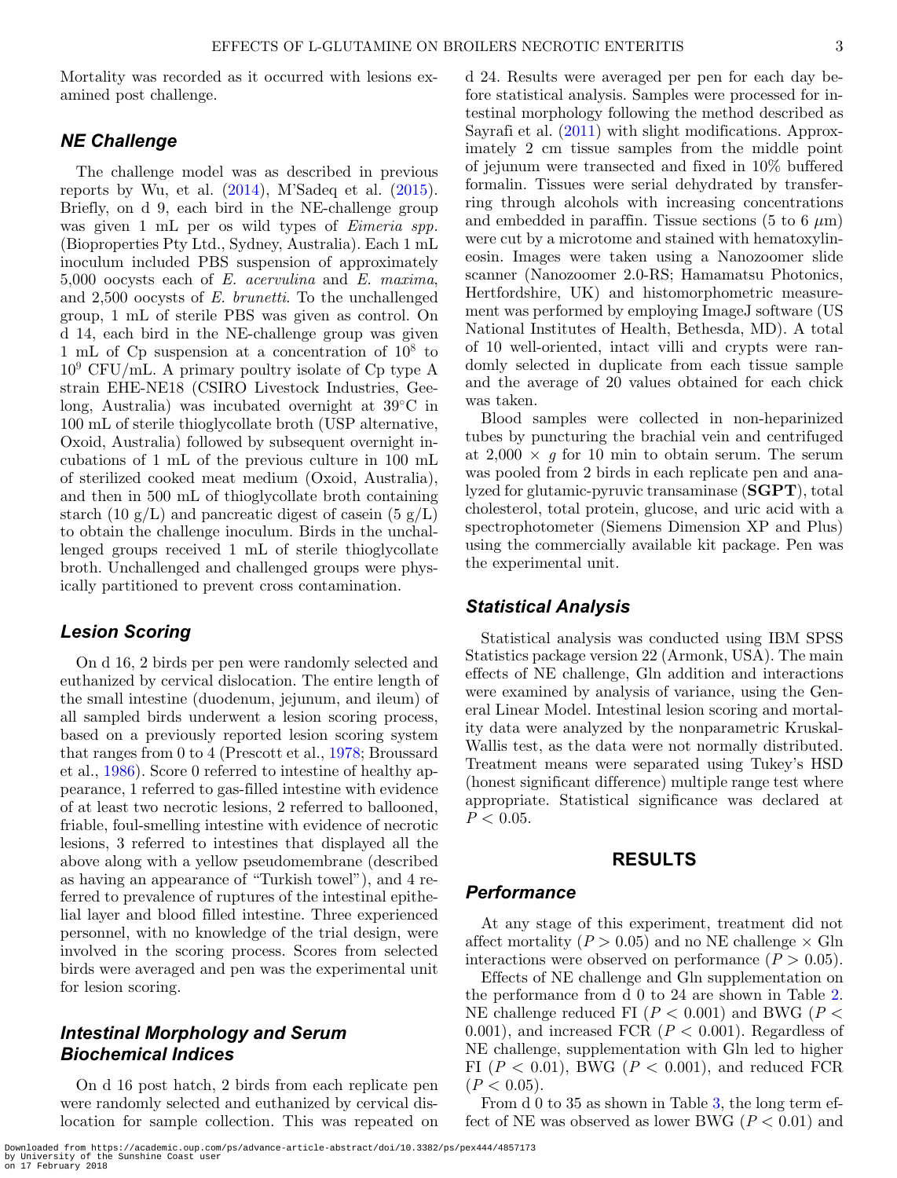Mortality was recorded as it occurred with lesions examined post challenge.

### NE Challenge

The challenge model was as described in previous reports by Wu, et al. (2014), M'Sadeq et al. (2015). Briefly, on d 9, each bird in the NE-challenge group was given 1 mL per os wild types of *Eimeria spp.* (Bioproperties Pty Ltd., Sydney, Australia). Each 1 mL inoculum included PBS suspension of approximately 5,000 oocysts each of *E. acervulina* and *E. maxima*, and 2,500 oocysts of *E. brunetti*. To the unchallenged group, 1 mL of sterile PBS was given as control. On d 14, each bird in the NE-challenge group was given 1 mL of Cp suspension at a concentration of $10^8$ to $10^9$ CFU/mL. A primary poultry isolate of Cp type A strain EHE-NE18 (CSIRO Livestock Industries, Geelong, Australia) was incubated overnight at 39°C in 100 mL of sterile thioglycollate broth (USP alternative, Oxoid, Australia) followed by subsequent overnight incubations of 1 mL of the previous culture in 100 mL of sterilized cooked meat medium (Oxoid, Australia), and then in 500 mL of thioglycollate broth containing starch (10 g/L) and pancreatic digest of casein (5 g/L) to obtain the challenge inoculum. Birds in the unchallenged groups received 1 mL of sterile thioglycollate broth. Unchallenged and challenged groups were physically partitioned to prevent cross contamination.

### Lesion Scoring

On d 16, 2 birds per pen were randomly selected and euthanized by cervical dislocation. The entire length of the small intestine (duodenum, jejunum, and ileum) of all sampled birds underwent a lesion scoring process, based on a previously reported lesion scoring system that ranges from 0 to 4 (Prescott et al., 1978; Broussard et al., 1986). Score 0 referred to intestine of healthy appearance, 1 referred to gas-filled intestine with evidence of at least two necrotic lesions, 2 referred to ballooned, friable, foul-smelling intestine with evidence of necrotic lesions, 3 referred to intestines that displayed all the above along with a yellow pseudomembrane (described as having an appearance of "Turkish towel"), and 4 referred to prevalence of ruptures of the intestinal epithelial layer and blood filled intestine. Three experienced personnel, with no knowledge of the trial design, were involved in the scoring process. Scores from selected birds were averaged and pen was the experimental unit for lesion scoring.

### Intestinal Morphology and Serum Biochemical Indices

On d 16 post hatch, 2 birds from each replicate pen were randomly selected and euthanized by cervical dislocation for sample collection. This was repeated on d 24. Results were averaged per pen for each day before statistical analysis. Samples were processed for intestinal morphology following the method described as Sayrafi et al. (2011) with slight modifications. Approximately 2 cm tissue samples from the middle point of jejunum were transected and fixed in 10% buffered formalin. Tissues were serial dehydrated by transferring through alcohols with increasing concentrations and embedded in paraffin. Tissue sections (5 to 6 $\mu$m) were cut by a microtome and stained with hematoxylin-eosin. Images were taken using a Nanozoomer slide scanner (Nanozoomer 2.0-RS; Hamamatsu Photonics, Hertfordshire, UK) and histomorphometric measurement was performed by employing ImageJ software (US National Institutes of Health, Bethesda, MD). A total of 10 well-oriented, intact villi and crypts were randomly selected in duplicate from each tissue sample and the average of 20 values obtained for each chick was taken.

Blood samples were collected in non-heparinized tubes by puncturing the brachial vein and centrifuged at 2,000 × *g* for 10 min to obtain serum. The serum was pooled from 2 birds in each replicate pen and analyzed for glutamic-pyruvic transaminase (**SGPT**), total cholesterol, total protein, glucose, and uric acid with a spectrophotometer (Siemens Dimension XP and Plus) using the commercially available kit package. Pen was the experimental unit.

### Statistical Analysis

Statistical analysis was conducted using IBM SPSS Statistics package version 22 (Armonk, USA). The main effects of NE challenge, Gln addition and interactions were examined by analysis of variance, using the General Linear Model. Intestinal lesion scoring and mortality data were analyzed by the nonparametric Kruskal-Wallis test, as the data were not normally distributed. Treatment means were separated using Tukey's HSD (honest significant difference) multiple range test where appropriate. Statistical significance was declared at $P < 0.05$.

## RESULTS

### Performance

At any stage of this experiment, treatment did not affect mortality ($P > 0.05$) and no NE challenge × Gln interactions were observed on performance ($P > 0.05$).

Effects of NE challenge and Gln supplementation on the performance from d 0 to 24 are shown in Table 2. NE challenge reduced FI ($P < 0.001$) and BWG ($P < 0.001$), and increased FCR ($P < 0.001$). Regardless of NE challenge, supplementation with Gln led to higher FI ($P < 0.01$), BWG ($P < 0.001$), and reduced FCR ($P < 0.05$).

From d 0 to 35 as shown in Table 3, the long term effect of NE was observed as lower BWG ($P < 0.01$) and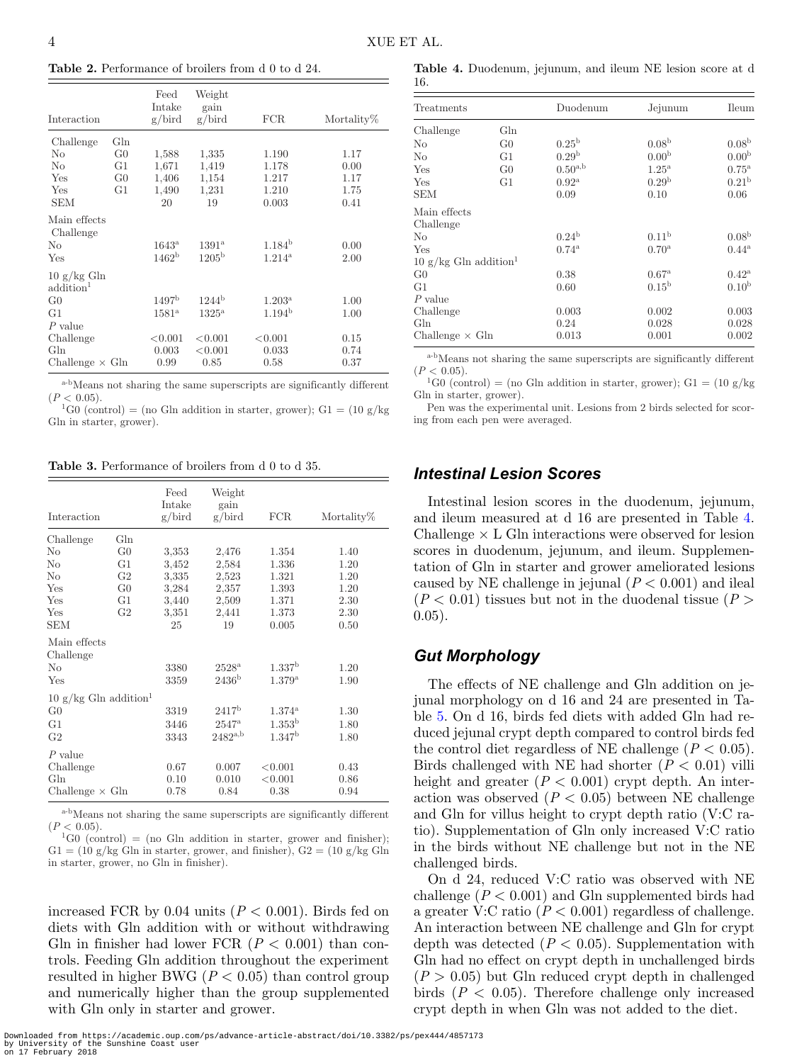**Table 2.** Performance of broilers from d 0 to d 24.

| Interaction | | Feed Intake g/bird | Weight gain g/bird | FCR | Mortality% |
|---|---|---|---|---|---|
| Challenge | Gln | | | | |
| No | G0 | 1,588 | 1,335 | 1.190 | 1.17 |
| No | G1 | 1,671 | 1,419 | 1.178 | 0.00 |
| Yes | G0 | 1,406 | 1,154 | 1.217 | 1.17 |
| Yes | G1 | 1,490 | 1,231 | 1.210 | 1.75 |
| SEM | | 20 | 19 | 0.003 | 0.41 |
| Main effects | | | | | |
| Challenge | | | | | |
| No | | 1643[a] | 1391[a] | 1.184[b] | 0.00 |
| Yes | | 1462[b] | 1205[b] | 1.214[a] | 2.00 |
| 10 g/kg Gln addition[1] | | | | | |
| G0 | | 1497[b] | 1244[b] | 1.203[a] | 1.00 |
| G1 | | 1581[a] | 1325[a] | 1.194[b] | 1.00 |
| *P* value | | | | | |
| Challenge | | <0.001 | <0.001 | <0.001 | 0.15 |
| Gln | | 0.003 | <0.001 | 0.033 | 0.74 |
| Challenge × Gln | | 0.99 | 0.85 | 0.58 | 0.37 |

[a-b]Means not sharing the same superscripts are significantly different ($P < 0.05$).
[1]G0 (control) = (no Gln addition in starter, grower); G1 = (10 g/kg Gln in starter, grower).

**Table 3.** Performance of broilers from d 0 to d 35.

| Interaction | | Feed Intake g/bird | Weight gain g/bird | FCR | Mortality% |
|---|---|---|---|---|---|
| Challenge | Gln | | | | |
| No | G0 | 3,353 | 2,476 | 1.354 | 1.40 |
| No | G1 | 3,452 | 2,584 | 1.336 | 1.20 |
| No | G2 | 3,335 | 2,523 | 1.321 | 1.20 |
| Yes | G0 | 3,284 | 2,357 | 1.393 | 1.20 |
| Yes | G1 | 3,440 | 2,509 | 1.371 | 2.30 |
| Yes | G2 | 3,351 | 2,441 | 1.373 | 2.30 |
| SEM | | 25 | 19 | 0.005 | 0.50 |
| Main effects | | | | | |
| Challenge | | | | | |
| No | | 3380 | 2528[a] | 1.337[b] | 1.20 |
| Yes | | 3359 | 2436[b] | 1.379[a] | 1.90 |
| 10 g/kg Gln addition[1] | | | | | |
| G0 | | 3319 | 2417[b] | 1.374[a] | 1.30 |
| G1 | | 3446 | 2547[a] | 1.353[b] | 1.80 |
| G2 | | 3343 | 2482[a,b] | 1.347[b] | 1.80 |
| *P* value | | | | | |
| Challenge | | 0.67 | 0.007 | <0.001 | 0.43 |
| Gln | | 0.10 | 0.010 | <0.001 | 0.86 |
| Challenge × Gln | | 0.78 | 0.84 | 0.38 | 0.94 |

[a-b]Means not sharing the same superscripts are significantly different ($P < 0.05$).
[1]G0 (control) = (no Gln addition in starter, grower and finisher); G1 = (10 g/kg Gln in starter, grower, and finisher), G2 = (10 g/kg Gln in starter, grower, no Gln in finisher).

increased FCR by 0.04 units ($P < 0.001$). Birds fed on diets with Gln addition with or without withdrawing Gln in finisher had lower FCR ($P < 0.001$) than controls. Feeding Gln addition throughout the experiment resulted in higher BWG ($P < 0.05$) than control group and numerically higher than the group supplemented with Gln only in starter and grower.

**Table 4.** Duodenum, jejunum, and ileum NE lesion score at d 16.

| Treatments | | Duodenum | Jejunum | Ileum |
|---|---|---|---|---|
| Challenge | Gln | | | |
| No | G0 | 0.25[b] | 0.08[b] | 0.08[b] |
| No | G1 | 0.29[b] | 0.00[b] | 0.00[b] |
| Yes | G0 | 0.50[a,b] | 1.25[a] | 0.75[a] |
| Yes | G1 | 0.92[a] | 0.29[b] | 0.21[b] |
| SEM | | 0.09 | 0.10 | 0.06 |
| Main effects | | | | |
| Challenge | | | | |
| No | | 0.24[b] | 0.11[b] | 0.08[b] |
| Yes | | 0.74[a] | 0.70[a] | 0.44[a] |
| 10 g/kg Gln addition[1] | | | | |
| G0 | | 0.38 | 0.67[a] | 0.42[a] |
| G1 | | 0.60 | 0.15[b] | 0.10[b] |
| *P* value | | | | |
| Challenge | | 0.003 | 0.002 | 0.003 |
| Gln | | 0.24 | 0.028 | 0.028 |
| Challenge × Gln | | 0.013 | 0.001 | 0.002 |

[a-b]Means not sharing the same superscripts are significantly different ($P < 0.05$).
[1]G0 (control) = (no Gln addition in starter, grower); G1 = (10 g/kg Gln in starter, grower).
Pen was the experimental unit. Lesions from 2 birds selected for scoring from each pen were averaged.

## *Intestinal Lesion Scores*

Intestinal lesion scores in the duodenum, jejunum, and ileum measured at d 16 are presented in Table 4. Challenge × L Gln interactions were observed for lesion scores in duodenum, jejunum, and ileum. Supplementation of Gln in starter and grower ameliorated lesions caused by NE challenge in jejunal ($P < 0.001$) and ileal ($P < 0.01$) tissues but not in the duodenal tissue ($P > 0.05$).

## *Gut Morphology*

The effects of NE challenge and Gln addition on jejunal morphology on d 16 and 24 are presented in Table 5. On d 16, birds fed diets with added Gln had reduced jejunal crypt depth compared to control birds fed the control diet regardless of NE challenge ($P < 0.05$). Birds challenged with NE had shorter ($P < 0.01$) villi height and greater ($P < 0.001$) crypt depth. An interaction was observed ($P < 0.05$) between NE challenge and Gln for villus height to crypt depth ratio (V:C ratio). Supplementation of Gln only increased V:C ratio in the birds without NE challenge but not in the NE challenged birds.

On d 24, reduced V:C ratio was observed with NE challenge ($P < 0.001$) and Gln supplemented birds had a greater V:C ratio ($P < 0.001$) regardless of challenge. An interaction between NE challenge and Gln for crypt depth was detected ($P < 0.05$). Supplementation with Gln had no effect on crypt depth in unchallenged birds ($P > 0.05$) but Gln reduced crypt depth in challenged birds ($P < 0.05$). Therefore challenge only increased crypt depth in when Gln was not added to the diet.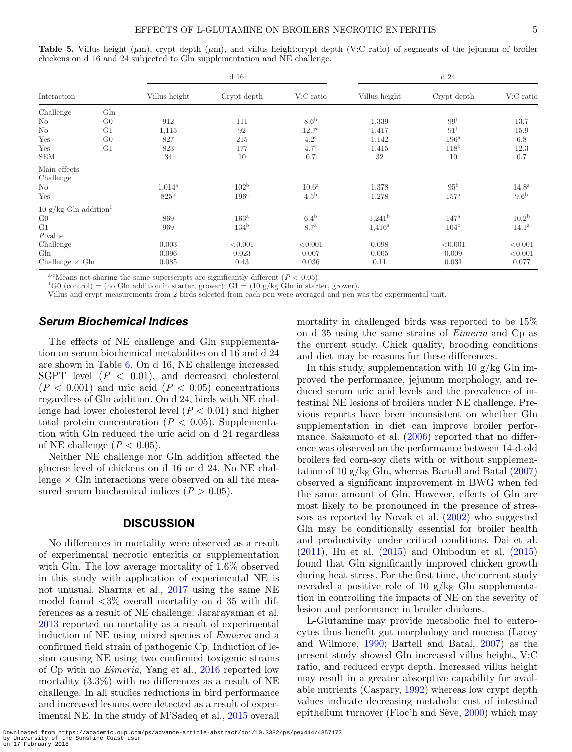**Table 5.** Villus height (μm), crypt depth (μm), and villus height:crypt depth (V:C ratio) of segments of the jejunum of broiler chickens on d 16 and 24 subjected to Gln supplementation and NE challenge.

| Interaction | | d 16 | | | d 24 | | |
|---|---|---|---|---|---|---|---|
| | | Villus height | Crypt depth | V:C ratio | Villus height | Crypt depth | V:C ratio |
| Challenge | Gln | | | | | | |
| No | G0 | 912 | 111 | 8.6[b] | 1,339 | 99[b] | 13.7 |
| No | G1 | 1,115 | 92 | 12.7[a] | 1,417 | 91[b] | 15.9 |
| Yes | G0 | 827 | 215 | 4.2[c] | 1,142 | 196[a] | 6.8 |
| Yes | G1 | 823 | 177 | 4.7[c] | 1,415 | 118[b] | 12.3 |
| SEM | | 34 | 10 | 0.7 | 32 | 10 | 0.7 |
| Main effects | | | | | | | |
| Challenge | | | | | | | |
| No | | 1,014[a] | 102[b] | 10.6[a] | 1,378 | 95[b] | 14.8[a] |
| Yes | | 825[b] | 196[a] | 4.5[b] | 1,278 | 157[a] | 9.6[b] |
| 10 g/kg Gln addition[1] | | | | | | | |
| G0 | | 869 | 163[a] | 6.4[b] | 1,241[b] | 147[a] | 10.2[b] |
| G1 | | 969 | 134[b] | 8.7[a] | 1,416[a] | 104[b] | 14.1[a] |
| *P* value | | | | | | | |
| Challenge | | 0.003 | <0.001 | <0.001 | 0.098 | <0.001 | <0.001 |
| Gln | | 0.096 | 0.023 | 0.007 | 0.005 | 0.009 | <0.001 |
| Challenge × Gln | | 0.085 | 0.43 | 0.036 | 0.11 | 0.031 | 0.077 |

[a–c]Means not sharing the same superscripts are significantly different ($P < 0.05$).
[1]G0 (control) = (no Gln addition in starter, grower); G1 = (10 g/kg Gln in starter, grower).
Villus and crypt measurements from 2 birds selected from each pen were averaged and pen was the experimental unit.

## Serum Biochemical Indices

The effects of NE challenge and Gln supplementation on serum biochemical metabolites on d 16 and d 24 are shown in Table 6. On d 16, NE challenge increased SGPT level ($P < 0.01$), and decreased cholesterol ($P < 0.001$) and uric acid ($P < 0.05$) concentrations regardless of Gln addition. On d 24, birds with NE challenge had lower cholesterol level ($P < 0.01$) and higher total protein concentration ($P < 0.05$). Supplementation with Gln reduced the uric acid on d 24 regardless of NE challenge ($P < 0.05$).

Neither NE challenge nor Gln addition affected the glucose level of chickens on d 16 or d 24. No NE challenge × Gln interactions were observed on all the measured serum biochemical indices ($P > 0.05$).

## DISCUSSION

No differences in mortality were observed as a result of experimental necrotic enteritis or supplementation with Gln. The low average mortality of 1.6% observed in this study with application of experimental NE is not unusual. Sharma et al., 2017 using the same NE model found <3% overall mortality on d 35 with differences as a result of NE challenge. Jararayaman et al. 2013 reported no mortality as a result of experimental induction of NE using mixed species of *Eimeria* and a confirmed field strain of pathogenic Cp. Induction of lesion causing NE using two confirmed toxigenic strains of Cp with no *Eimeria*, Yang et al., 2016 reported low mortality (3.3%) with no differences as a result of NE challenge. In all studies reductions in bird performance and increased lesions were detected as a result of experimental NE. In the study of M'Sadeq et al., 2015 overall mortality in challenged birds was reported to be 15% on d 35 using the same strains of *Eimeria* and Cp as the current study. Chick quality, brooding conditions and diet may be reasons for these differences.

In this study, supplementation with 10 g/kg Gln improved the performance, jejunum morphology, and reduced serum uric acid levels and the prevalence of intestinal NE lesions of broilers under NE challenge. Previous reports have been inconsistent on whether Gln supplementation in diet can improve broiler performance. Sakamoto et al. (2006) reported that no difference was observed on the performance between 14-d-old broilers fed corn-soy diets with or without supplementation of 10 g/kg Gln, whereas Bartell and Batal (2007) observed a significant improvement in BWG when fed the same amount of Gln. However, effects of Gln are most likely to be pronounced in the presence of stressors as reported by Novak et al. (2002) who suggested Gln may be conditionally essential for broiler health and productivity under critical conditions. Dai et al. (2011), Hu et al. (2015) and Olubodun et al. (2015) found that Gln significantly improved chicken growth during heat stress. For the first time, the current study revealed a positive role of 10 g/kg Gln supplementation in controlling the impacts of NE on the severity of lesion and performance in broiler chickens.

L-Glutamine may provide metabolic fuel to enterocytes thus benefit gut morphology and mucosa (Lacey and Wilmore, 1990; Bartell and Batal, 2007) as the present study showed Gln increased villus height, V:C ratio, and reduced crypt depth. Increased villus height may result in a greater absorptive capability for available nutrients (Caspary, 1992) whereas low crypt depth values indicate decreasing metabolic cost of intestinal epithelium turnover (Floc'h and Sève, 2000) which may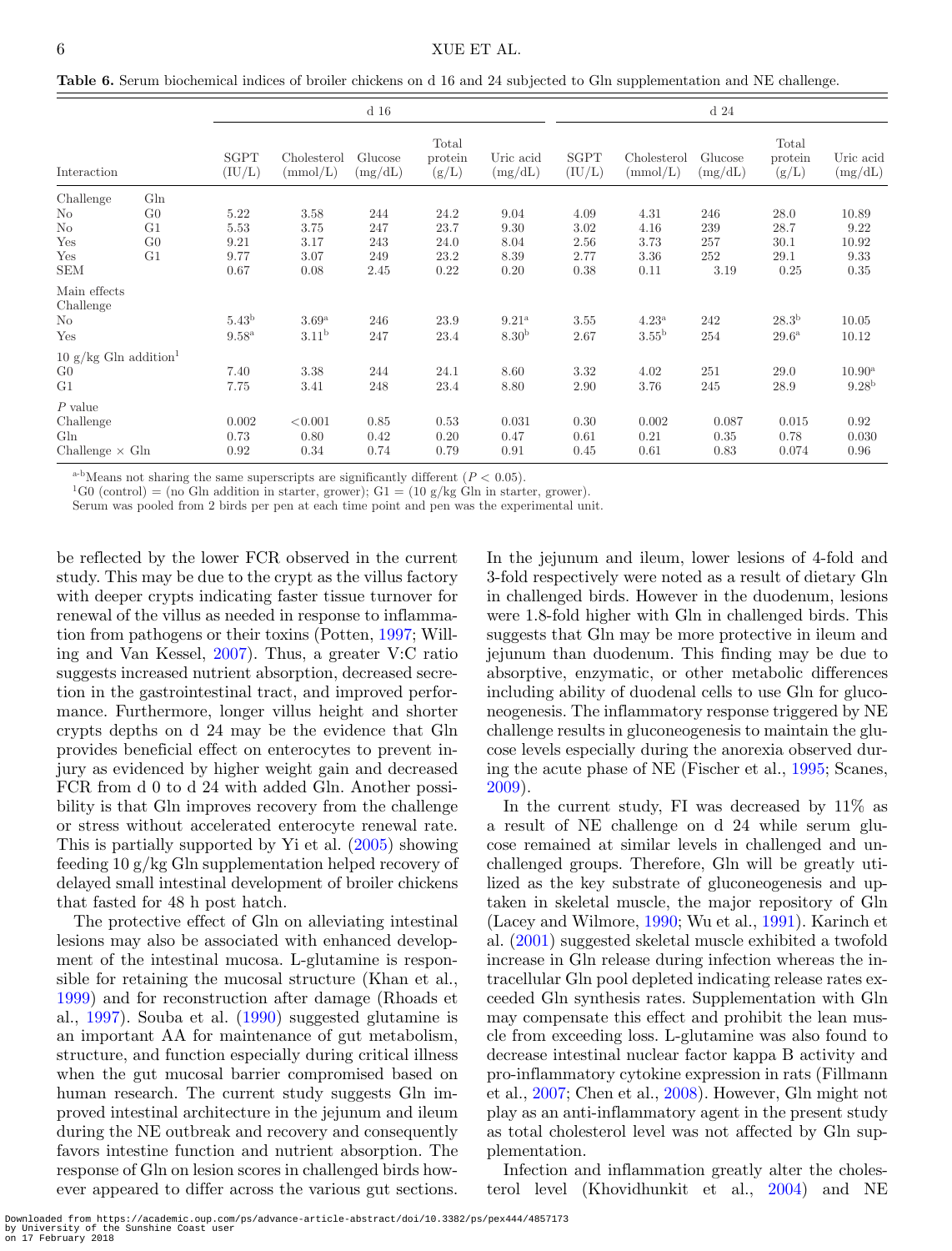**Table 6.** Serum biochemical indices of broiler chickens on d 16 and 24 subjected to Gln supplementation and NE challenge.

| Interaction | | d 16 | | | | | d 24 | | | | |
|---|---|---|---|---|---|---|---|---|---|---|---|
| | | SGPT (IU/L) | Cholesterol (mmol/L) | Glucose (mg/dL) | Total protein (g/L) | Uric acid (mg/dL) | SGPT (IU/L) | Cholesterol (mmol/L) | Glucose (mg/dL) | Total protein (g/L) | Uric acid (mg/dL) |
| Challenge | Gln | | | | | | | | | | |
| No | G0 | 5.22 | 3.58 | 244 | 24.2 | 9.04 | 4.09 | 4.31 | 246 | 28.0 | 10.89 |
| No | G1 | 5.53 | 3.75 | 247 | 23.7 | 9.30 | 3.02 | 4.16 | 239 | 28.7 | 9.22 |
| Yes | G0 | 9.21 | 3.17 | 243 | 24.0 | 8.04 | 2.56 | 3.73 | 257 | 30.1 | 10.92 |
| Yes | G1 | 9.77 | 3.07 | 249 | 23.2 | 8.39 | 2.77 | 3.36 | 252 | 29.1 | 9.33 |
| SEM | | 0.67 | 0.08 | 2.45 | 0.22 | 0.20 | 0.38 | 0.11 | 3.19 | 0.25 | 0.35 |
| Main effects | | | | | | | | | | | |
| Challenge | | | | | | | | | | | |
| No | | 5.43[b] | 3.69[a] | 246 | 23.9 | 9.21[a] | 3.55 | 4.23[a] | 242 | 28.3[b] | 10.05 |
| Yes | | 9.58[a] | 3.11[b] | 247 | 23.4 | 8.30[b] | 2.67 | 3.55[b] | 254 | 29.6[a] | 10.12 |
| 10 g/kg Gln addition[1] | | | | | | | | | | | |
| G0 | | 7.40 | 3.38 | 244 | 24.1 | 8.60 | 3.32 | 4.02 | 251 | 29.0 | 10.90[a] |
| G1 | | 7.75 | 3.41 | 248 | 23.4 | 8.80 | 2.90 | 3.76 | 245 | 28.9 | 9.28[b] |
| *P* value | | | | | | | | | | | |
| Challenge | | 0.002 | <0.001 | 0.85 | 0.53 | 0.031 | 0.30 | 0.002 | 0.087 | 0.015 | 0.92 |
| Gln | | 0.73 | 0.80 | 0.42 | 0.20 | 0.47 | 0.61 | 0.21 | 0.35 | 0.78 | 0.030 |
| Challenge × Gln | | 0.92 | 0.34 | 0.74 | 0.79 | 0.91 | 0.45 | 0.61 | 0.83 | 0.074 | 0.96 |

[a-b]Means not sharing the same superscripts are significantly different ($P < 0.05$).
[1]G0 (control) = (no Gln addition in starter, grower); G1 = (10 g/kg Gln in starter, grower).
Serum was pooled from 2 birds per pen at each time point and pen was the experimental unit.

be reflected by the lower FCR observed in the current study. This may be due to the crypt as the villus factory with deeper crypts indicating faster tissue turnover for renewal of the villus as needed in response to inflammation from pathogens or their toxins (Potten, 1997; Willing and Van Kessel, 2007). Thus, a greater V:C ratio suggests increased nutrient absorption, decreased secretion in the gastrointestinal tract, and improved performance. Furthermore, longer villus height and shorter crypts depths on d 24 may be the evidence that Gln provides beneficial effect on enterocytes to prevent injury as evidenced by higher weight gain and decreased FCR from d 0 to d 24 with added Gln. Another possibility is that Gln improves recovery from the challenge or stress without accelerated enterocyte renewal rate. This is partially supported by Yi et al. (2005) showing feeding 10 g/kg Gln supplementation helped recovery of delayed small intestinal development of broiler chickens that fasted for 48 h post hatch.

The protective effect of Gln on alleviating intestinal lesions may also be associated with enhanced development of the intestinal mucosa. L-glutamine is responsible for retaining the mucosal structure (Khan et al., 1999) and for reconstruction after damage (Rhoads et al., 1997). Souba et al. (1990) suggested glutamine is an important AA for maintenance of gut metabolism, structure, and function especially during critical illness when the gut mucosal barrier compromised based on human research. The current study suggests Gln improved intestinal architecture in the jejunum and ileum during the NE outbreak and recovery and consequently favors intestine function and nutrient absorption. The response of Gln on lesion scores in challenged birds however appeared to differ across the various gut sections. In the jejunum and ileum, lower lesions of 4-fold and 3-fold respectively were noted as a result of dietary Gln in challenged birds. However in the duodenum, lesions were 1.8-fold higher with Gln in challenged birds. This suggests that Gln may be more protective in ileum and jejunum than duodenum. This finding may be due to absorptive, enzymatic, or other metabolic differences including ability of duodenal cells to use Gln for gluconeogenesis. The inflammatory response triggered by NE challenge results in gluconeogenesis to maintain the glucose levels especially during the anorexia observed during the acute phase of NE (Fischer et al., 1995; Scanes, 2009).

In the current study, FI was decreased by 11% as a result of NE challenge on d 24 while serum glucose remained at similar levels in challenged and unchallenged groups. Therefore, Gln will be greatly utilized as the key substrate of gluconeogenesis and uptaken in skeletal muscle, the major repository of Gln (Lacey and Wilmore, 1990; Wu et al., 1991). Karinch et al. (2001) suggested skeletal muscle exhibited a twofold increase in Gln release during infection whereas the intracellular Gln pool depleted indicating release rates exceeded Gln synthesis rates. Supplementation with Gln may compensate this effect and prohibit the lean muscle from exceeding loss. L-glutamine was also found to decrease intestinal nuclear factor kappa B activity and pro-inflammatory cytokine expression in rats (Fillmann et al., 2007; Chen et al., 2008). However, Gln might not play as an anti-inflammatory agent in the present study as total cholesterol level was not affected by Gln supplementation.

Infection and inflammation greatly alter the cholesterol level (Khovidhunkit et al., 2004) and NE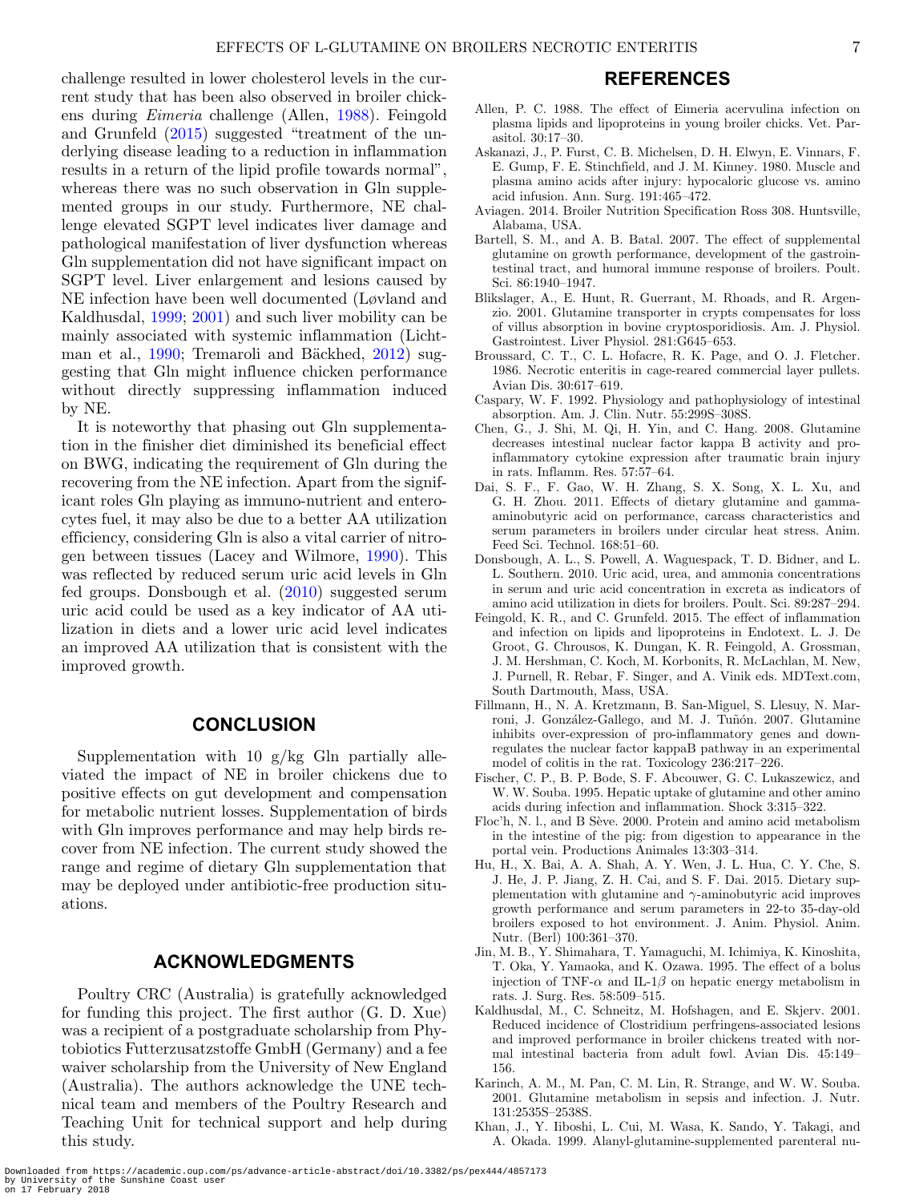challenge resulted in lower cholesterol levels in the current study that has been also observed in broiler chickens during *Eimeria* challenge (Allen, 1988). Feingold and Grunfeld (2015) suggested "treatment of the underlying disease leading to a reduction in inflammation results in a return of the lipid profile towards normal", whereas there was no such observation in Gln supplemented groups in our study. Furthermore, NE challenge elevated SGPT level indicates liver damage and pathological manifestation of liver dysfunction whereas Gln supplementation did not have significant impact on SGPT level. Liver enlargement and lesions caused by NE infection have been well documented (Løvland and Kaldhusdal, 1999; 2001) and such liver mobility can be mainly associated with systemic inflammation (Lichtman et al., 1990; Tremaroli and Bäckhed, 2012) suggesting that Gln might influence chicken performance without directly suppressing inflammation induced by NE.

It is noteworthy that phasing out Gln supplementation in the finisher diet diminished its beneficial effect on BWG, indicating the requirement of Gln during the recovering from the NE infection. Apart from the significant roles Gln playing as immuno-nutrient and enterocytes fuel, it may also be due to a better AA utilization efficiency, considering Gln is also a vital carrier of nitrogen between tissues (Lacey and Wilmore, 1990). This was reflected by reduced serum uric acid levels in Gln fed groups. Donsbough et al. (2010) suggested serum uric acid could be used as a key indicator of AA utilization in diets and a lower uric acid level indicates an improved AA utilization that is consistent with the improved growth.

## CONCLUSION

Supplementation with 10 g/kg Gln partially alleviated the impact of NE in broiler chickens due to positive effects on gut development and compensation for metabolic nutrient losses. Supplementation of birds with Gln improves performance and may help birds recover from NE infection. The current study showed the range and regime of dietary Gln supplementation that may be deployed under antibiotic-free production situations.

## ACKNOWLEDGMENTS

Poultry CRC (Australia) is gratefully acknowledged for funding this project. The first author (G. D. Xue) was a recipient of a postgraduate scholarship from Phytobiotics Futterzusatzstoffe GmbH (Germany) and a fee waiver scholarship from the University of New England (Australia). The authors acknowledge the UNE technical team and members of the Poultry Research and Teaching Unit for technical support and help during this study.

## REFERENCES

Allen, P. C. 1988. The effect of Eimeria acervulina infection on plasma lipids and lipoproteins in young broiler chicks. Vet. Parasitol. 30:17–30.

Askanazi, J., P. Furst, C. B. Michelsen, D. H. Elwyn, E. Vinnars, F. E. Gump, F. E. Stinchfield, and J. M. Kinney. 1980. Muscle and plasma amino acids after injury: hypocaloric glucose vs. amino acid infusion. Ann. Surg. 191:465–472.

Aviagen. 2014. Broiler Nutrition Specification Ross 308. Huntsville, Alabama, USA.

Bartell, S. M., and A. B. Batal. 2007. The effect of supplemental glutamine on growth performance, development of the gastrointestinal tract, and humoral immune response of broilers. Poult. Sci. 86:1940–1947.

Blikslager, A., E. Hunt, R. Guerrant, M. Rhoads, and R. Argenzio. 2001. Glutamine transporter in crypts compensates for loss of villus absorption in bovine cryptosporidiosis. Am. J. Physiol. Gastrointest. Liver Physiol. 281:G645–653.

Broussard, C. T., C. L. Hofacre, R. K. Page, and O. J. Fletcher. 1986. Necrotic enteritis in cage-reared commercial layer pullets. Avian Dis. 30:617–619.

Caspary, W. F. 1992. Physiology and pathophysiology of intestinal absorption. Am. J. Clin. Nutr. 55:299S–308S.

Chen, G., J. Shi, M. Qi, H. Yin, and C. Hang. 2008. Glutamine decreases intestinal nuclear factor kappa B activity and pro-inflammatory cytokine expression after traumatic brain injury in rats. Inflamm. Res. 57:57–64.

Dai, S. F., F. Gao, W. H. Zhang, S. X. Song, X. L. Xu, and G. H. Zhou. 2011. Effects of dietary glutamine and gamma-aminobutyric acid on performance, carcass characteristics and serum parameters in broilers under circular heat stress. Anim. Feed Sci. Technol. 168:51–60.

Donsbough, A. L., S. Powell, A. Waguespack, T. D. Bidner, and L. L. Southern. 2010. Uric acid, urea, and ammonia concentrations in serum and uric acid concentration in excreta as indicators of amino acid utilization in diets for broilers. Poult. Sci. 89:287–294.

Feingold, K. R., and C. Grunfeld. 2015. The effect of inflammation and infection on lipids and lipoproteins in Endotext. L. J. De Groot, G. Chrousos, K. Dungan, K. R. Feingold, A. Grossman, J. M. Hershman, C. Koch, M. Korbonits, R. McLachlan, M. New, J. Purnell, R. Rebar, F. Singer, and A. Vinik eds. MDText.com, South Dartmouth, Mass, USA.

Fillmann, H., N. A. Kretzmann, B. San-Miguel, S. Llesuy, N. Marroni, J. González-Gallego, and M. J. Tuñón. 2007. Glutamine inhibits over-expression of pro-inflammatory genes and down-regulates the nuclear factor kappaB pathway in an experimental model of colitis in the rat. Toxicology 236:217–226.

Fischer, C. P., B. P. Bode, S. F. Abcouwer, G. C. Lukaszewicz, and W. W. Souba. 1995. Hepatic uptake of glutamine and other amino acids during infection and inflammation. Shock 3:315–322.

Floc'h, N. l., and B Sève. 2000. Protein and amino acid metabolism in the intestine of the pig: from digestion to appearance in the portal vein. Productions Animales 13:303–314.

Hu, H., X. Bai, A. A. Shah, A. Y. Wen, J. L. Hua, C. Y. Che, S. J. He, J. P. Jiang, Z. H. Cai, and S. F. Dai. 2015. Dietary supplementation with glutamine and $\gamma$-aminobutyric acid improves growth performance and serum parameters in 22-to 35-day-old broilers exposed to hot environment. J. Anim. Physiol. Anim. Nutr. (Berl) 100:361–370.

Jin, M. B., Y. Shimahara, T. Yamaguchi, M. Ichimiya, K. Kinoshita, T. Oka, Y. Yamaoka, and K. Ozawa. 1995. The effect of a bolus injection of TNF-$\alpha$ and IL-1$\beta$ on hepatic energy metabolism in rats. J. Surg. Res. 58:509–515.

Kaldhusdal, M., C. Schneitz, M. Hofshagen, and E. Skjerv. 2001. Reduced incidence of Clostridium perfringens-associated lesions and improved performance in broiler chickens treated with normal intestinal bacteria from adult fowl. Avian Dis. 45:149–156.

Karinch, A. M., M. Pan, C. M. Lin, R. Strange, and W. W. Souba. 2001. Glutamine metabolism in sepsis and infection. J. Nutr. 131:2535S–2538S.

Khan, J., Y. Iiboshi, L. Cui, M. Wasa, K. Sando, Y. Takagi, and A. Okada. 1999. Alanyl-glutamine-supplemented parenteral nu-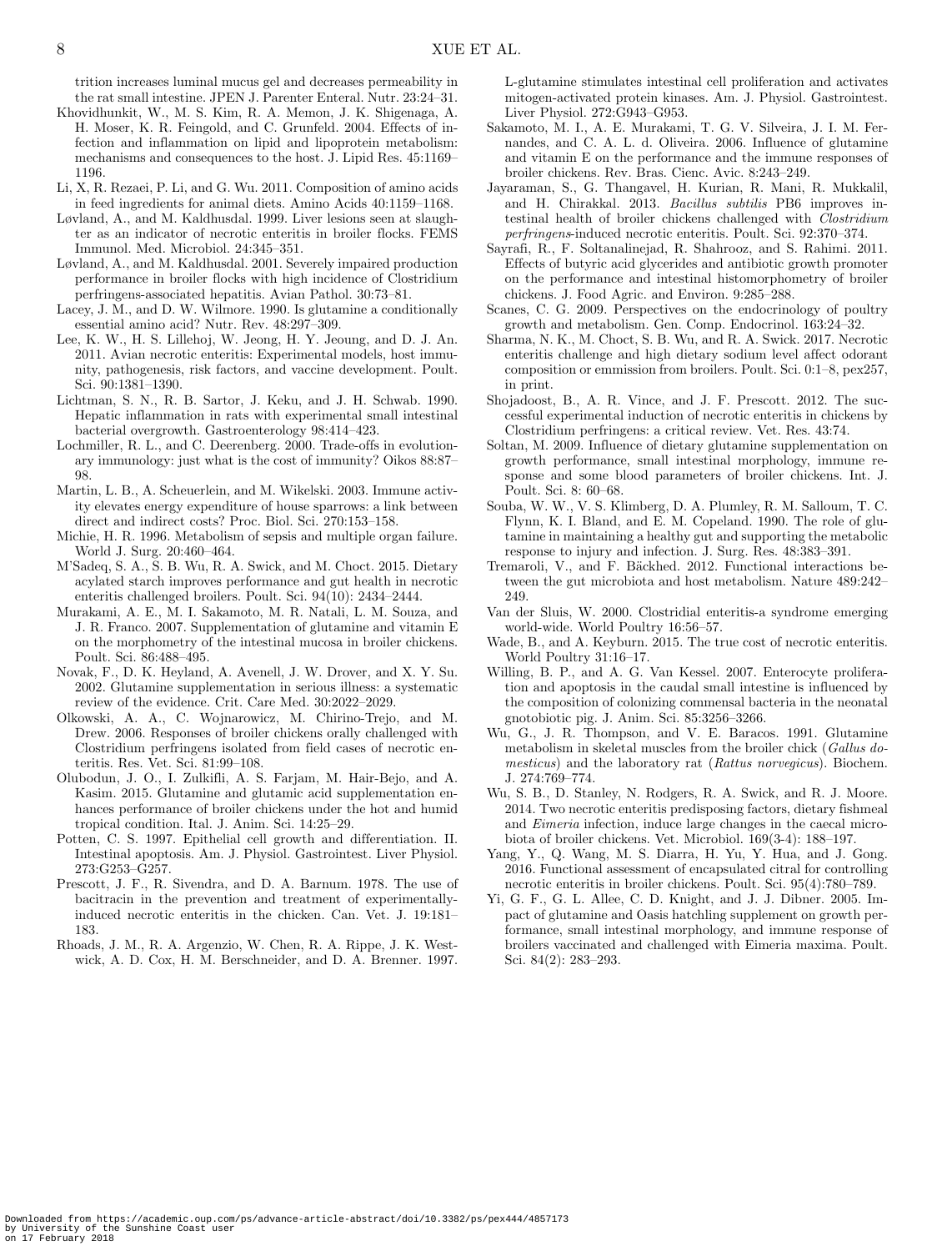trition increases luminal mucus gel and decreases permeability in the rat small intestine. JPEN J. Parenter Enteral. Nutr. 23:24–31.

Khovidhunkit, W., M. S. Kim, R. A. Memon, J. K. Shigenaga, A. H. Moser, K. R. Feingold, and C. Grunfeld. 2004. Effects of infection and inflammation on lipid and lipoprotein metabolism: mechanisms and consequences to the host. J. Lipid Res. 45:1169–1196.

Li, X, R. Rezaei, P. Li, and G. Wu. 2011. Composition of amino acids in feed ingredients for animal diets. Amino Acids 40:1159–1168.

Løvland, A., and M. Kaldhusdal. 1999. Liver lesions seen at slaughter as an indicator of necrotic enteritis in broiler flocks. FEMS Immunol. Med. Microbiol. 24:345–351.

Løvland, A., and M. Kaldhusdal. 2001. Severely impaired production performance in broiler flocks with high incidence of Clostridium perfringens-associated hepatitis. Avian Pathol. 30:73–81.

Lacey, J. M., and D. W. Wilmore. 1990. Is glutamine a conditionally essential amino acid? Nutr. Rev. 48:297–309.

Lee, K. W., H. S. Lillehoj, W. Jeong, H. Y. Jeoung, and D. J. An. 2011. Avian necrotic enteritis: Experimental models, host immunity, pathogenesis, risk factors, and vaccine development. Poult. Sci. 90:1381–1390.

Lichtman, S. N., R. B. Sartor, J. Keku, and J. H. Schwab. 1990. Hepatic inflammation in rats with experimental small intestinal bacterial overgrowth. Gastroenterology 98:414–423.

Lochmiller, R. L., and C. Deerenberg. 2000. Trade-offs in evolutionary immunology: just what is the cost of immunity? Oikos 88:87–98.

Martin, L. B., A. Scheuerlein, and M. Wikelski. 2003. Immune activity elevates energy expenditure of house sparrows: a link between direct and indirect costs? Proc. Biol. Sci. 270:153–158.

Michie, H. R. 1996. Metabolism of sepsis and multiple organ failure. World J. Surg. 20:460–464.

M'Sadeq, S. A., S. B. Wu, R. A. Swick, and M. Choct. 2015. Dietary acylated starch improves performance and gut health in necrotic enteritis challenged broilers. Poult. Sci. 94(10): 2434–2444.

Murakami, A. E., M. I. Sakamoto, M. R. Natali, L. M. Souza, and J. R. Franco. 2007. Supplementation of glutamine and vitamin E on the morphometry of the intestinal mucosa in broiler chickens. Poult. Sci. 86:488–495.

Novak, F., D. K. Heyland, A. Avenell, J. W. Drover, and X. Y. Su. 2002. Glutamine supplementation in serious illness: a systematic review of the evidence. Crit. Care Med. 30:2022–2029.

Olkowski, A. A., C. Wojnarowicz, M. Chirino-Trejo, and M. Drew. 2006. Responses of broiler chickens orally challenged with Clostridium perfringens isolated from field cases of necrotic enteritis. Res. Vet. Sci. 81:99–108.

Olubodun, J. O., I. Zulkifli, A. S. Farjam, M. Hair-Bejo, and A. Kasim. 2015. Glutamine and glutamic acid supplementation enhances performance of broiler chickens under the hot and humid tropical condition. Ital. J. Anim. Sci. 14:25–29.

Potten, C. S. 1997. Epithelial cell growth and differentiation. II. Intestinal apoptosis. Am. J. Physiol. Gastrointest. Liver Physiol. 273:G253–G257.

Prescott, J. F., R. Sivendra, and D. A. Barnum. 1978. The use of bacitracin in the prevention and treatment of experimentally-induced necrotic enteritis in the chicken. Can. Vet. J. 19:181–183.

Rhoads, J. M., R. A. Argenzio, W. Chen, R. A. Rippe, J. K. Westwick, A. D. Cox, H. M. Berschneider, and D. A. Brenner. 1997. L-glutamine stimulates intestinal cell proliferation and activates mitogen-activated protein kinases. Am. J. Physiol. Gastrointest. Liver Physiol. 272:G943–G953.

Sakamoto, M. I., A. E. Murakami, T. G. V. Silveira, J. I. M. Fernandes, and C. A. L. d. Oliveira. 2006. Influence of glutamine and vitamin E on the performance and the immune responses of broiler chickens. Rev. Bras. Cienc. Avic. 8:243–249.

Jayaraman, S., G. Thangavel, H. Kurian, R. Mani, R. Mukkalil, and H. Chirakkal. 2013. *Bacillus subtilis* PB6 improves intestinal health of broiler chickens challenged with *Clostridium perfringens*-induced necrotic enteritis. Poult. Sci. 92:370–374.

Sayrafi, R., F. Soltanalinejad, R. Shahrooz, and S. Rahimi. 2011. Effects of butyric acid glycerides and antibiotic growth promoter on the performance and intestinal histomorphometry of broiler chickens. J. Food Agric. and Environ. 9:285–288.

Scanes, C. G. 2009. Perspectives on the endocrinology of poultry growth and metabolism. Gen. Comp. Endocrinol. 163:24–32.

Sharma, N. K., M. Choct, S. B. Wu, and R. A. Swick. 2017. Necrotic enteritis challenge and high dietary sodium level affect odorant composition or emmission from broilers. Poult. Sci. 0:1–8, pex257, in print.

Shojadoost, B., A. R. Vince, and J. F. Prescott. 2012. The successful experimental induction of necrotic enteritis in chickens by Clostridium perfringens: a critical review. Vet. Res. 43:74.

Soltan, M. 2009. Influence of dietary glutamine supplementation on growth performance, small intestinal morphology, immune response and some blood parameters of broiler chickens. Int. J. Poult. Sci. 8: 60–68.

Souba, W. W., V. S. Klimberg, D. A. Plumley, R. M. Salloum, T. C. Flynn, K. I. Bland, and E. M. Copeland. 1990. The role of glutamine in maintaining a healthy gut and supporting the metabolic response to injury and infection. J. Surg. Res. 48:383–391.

Tremaroli, V., and F. Bäckhed. 2012. Functional interactions between the gut microbiota and host metabolism. Nature 489:242–249.

Van der Sluis, W. 2000. Clostridial enteritis-a syndrome emerging world-wide. World Poultry 16:56–57.

Wade, B., and A. Keyburn. 2015. The true cost of necrotic enteritis. World Poultry 31:16–17.

Willing, B. P., and A. G. Van Kessel. 2007. Enterocyte proliferation and apoptosis in the caudal small intestine is influenced by the composition of colonizing commensal bacteria in the neonatal gnotobiotic pig. J. Anim. Sci. 85:3256–3266.

Wu, G., J. R. Thompson, and V. E. Baracos. 1991. Glutamine metabolism in skeletal muscles from the broiler chick (*Gallus domesticus*) and the laboratory rat (*Rattus norvegicus*). Biochem. J. 274:769–774.

Wu, S. B., D. Stanley, N. Rodgers, R. A. Swick, and R. J. Moore. 2014. Two necrotic enteritis predisposing factors, dietary fishmeal and *Eimeria* infection, induce large changes in the caecal microbiota of broiler chickens. Vet. Microbiol. 169(3-4): 188–197.

Yang, Y., Q. Wang, M. S. Diarra, H. Yu, Y. Hua, and J. Gong. 2016. Functional assessment of encapsulated citral for controlling necrotic enteritis in broiler chickens. Poult. Sci. 95(4):780–789.

Yi, G. F., G. L. Allee, C. D. Knight, and J. J. Dibner. 2005. Impact of glutamine and Oasis hatchling supplement on growth performance, small intestinal morphology, and immune response of broilers vaccinated and challenged with Eimeria maxima. Poult. Sci. 84(2): 283–293.